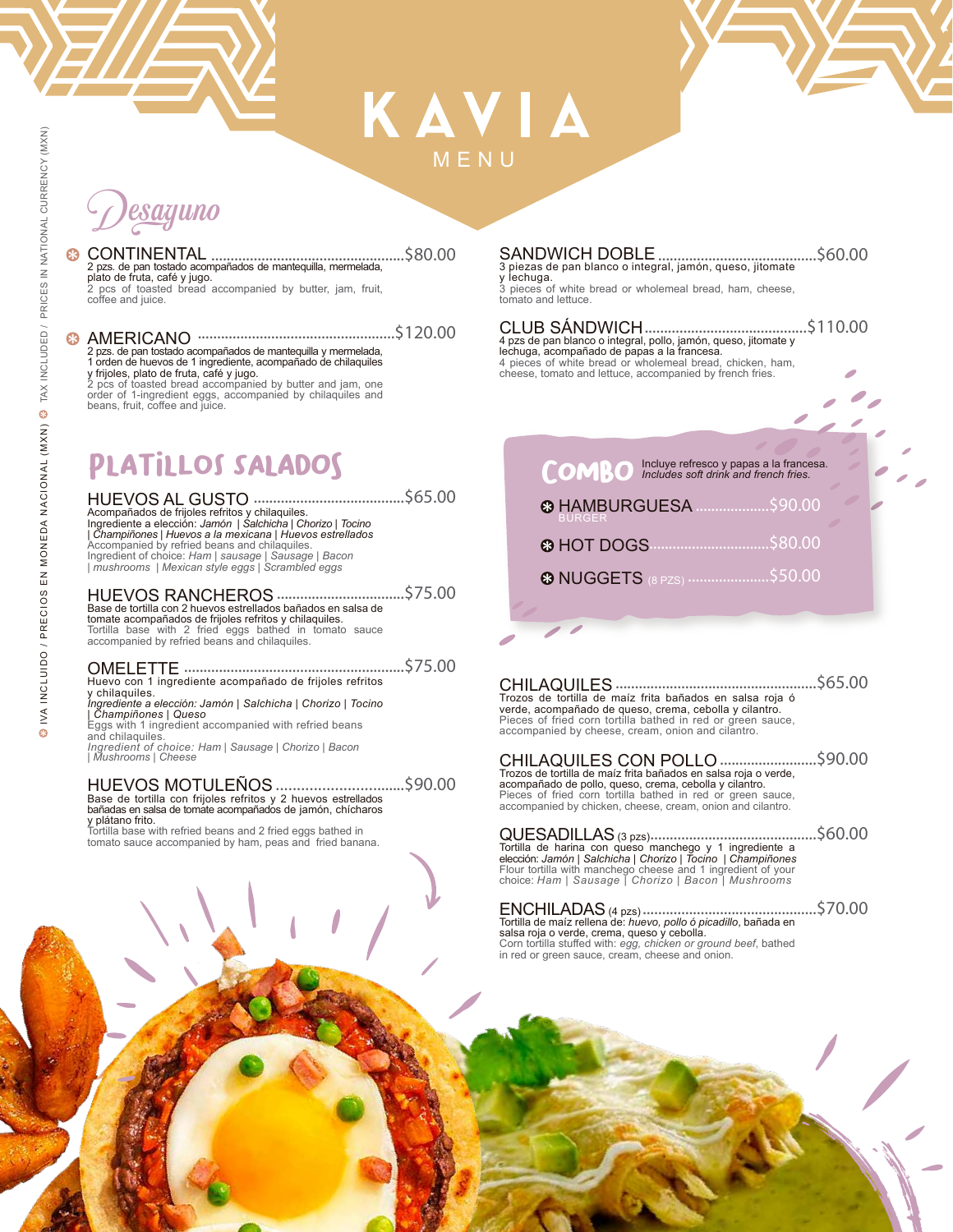# KAVIA
MENU

IVA INCLUIDO / PRECIOS EN MONEDA NACIONAL (MXN) · TAX INCLUDED / PRICES IN NATIONAL CURRENCY (MXN)

## Desayuno

**CONTINENTAL** ................................................$80.00
2 pzs. de pan tostado acompañados de mantequilla, mermelada, plato de fruta, café y jugo.
2 pcs of toasted bread accompanied by butter, jam, fruit, coffee and juice.

**AMERICANO** ................................................$120.00
2 pzs. de pan tostado acompañados de mantequilla y mermelada, 1 orden de huevos de 1 ingrediente, acompañado de chilaquiles y frijoles, plato de fruta, café y jugo.
2 pcs of toasted bread accompanied by butter and jam, one order of 1-ingredient eggs, accompanied by chilaquiles and beans, fruit, coffee and juice.

**SANDWICH DOBLE** ................................................$60.00
3 piezas de pan blanco o integral, jamón, queso, jitomate y lechuga.
3 pieces of white bread or wholemeal bread, ham, cheese, tomato and lettuce.

**CLUB SÁNDWICH** ................................................$110.00
4 pzs de pan blanco o integral, pollo, jamón, queso, jitomate y lechuga, acompañado de papas a la francesa.
4 pieces of white bread or wholemeal bread, chicken, ham, cheese, tomato and lettuce, accompanied by french fries.

## Platillos Salados

**HUEVOS AL GUSTO** ................................................$65.00
Acompañados de frijoles refritos y chilaquiles.
Ingrediente a elección: *Jamón | Salchicha | Chorizo | Tocino | Champiñones | Huevos a la mexicana | Huevos estrellados*
Accompanied by refried beans and chilaquiles.
Ingredient of choice: *Ham | sausage | Sausage | Bacon | mushrooms | Mexican style eggs | Scrambled eggs*

**HUEVOS RANCHEROS** ................................................$75.00
Base de tortilla con 2 huevos estrellados bañados en salsa de tomate acompañados de frijoles refritos y chilaquiles.
Tortilla base with 2 fried eggs bathed in tomato sauce accompanied by refried beans and chilaquiles.

**OMELETTE** ................................................$75.00
Huevo con 1 ingrediente acompañado de frijoles refritos y chilaquiles.
*Ingrediente a elección: Jamón | Salchicha | Chorizo | Tocino | Champiñones | Queso*
Eggs with 1 ingredient accompanied with refried beans and chilaquiles.
*Ingredient of choice: Ham | Sausage | Chorizo | Bacon | Mushrooms | Cheese*

**HUEVOS MOTULEÑOS** ................................................$90.00
Base de tortilla con frijoles refritos y 2 huevos estrellados bañadas en salsa de tomate acompañados de jamón, chícharos y plátano frito.
Tortilla base with refried beans and 2 fried eggs bathed in tomato sauce accompanied by ham, peas and fried banana.

## Combo

Incluye refresco y papas a la francesa.
*Includes soft drink and french fries.*

- **HAMBURGUESA** (BURGER) ................$90.00
- **HOT DOGS** ................$80.00
- **NUGGETS** (8 PZS) ................$50.00

**CHILAQUILES** ................................................$65.00
Trozos de tortilla de maíz frita bañados en salsa roja ó verde, acompañado de queso, crema, cebolla y cilantro.
Pieces of fried corn tortilla bathed in red or green sauce, accompanied by cheese, cream, onion and cilantro.

**CHILAQUILES CON POLLO** ................................................$90.00
Trozos de tortilla de maíz frita bañados en salsa roja o verde, acompañado de pollo, queso, crema, cebolla y cilantro.
Pieces of fried corn tortilla bathed in red or green sauce, accompanied by chicken, cheese, cream, onion and cilantro.

**QUESADILLAS** (3 pzs) ................................................$60.00
Tortilla de harina con queso manchego y 1 ingrediente a elección: *Jamón | Salchicha | Chorizo | Tocino | Champiñones*
Flour tortilla with manchego cheese and 1 ingredient of your choice: *Ham | Sausage | Chorizo | Bacon | Mushrooms*

**ENCHILADAS** (4 pzs) ................................................$70.00
Tortilla de maíz rellena de: *huevo, pollo ó picadillo*, bañada en salsa roja o verde, crema, queso y cebolla.
Corn tortilla stuffed with: *egg, chicken or ground beef*, bathed in red or green sauce, cream, cheese and onion.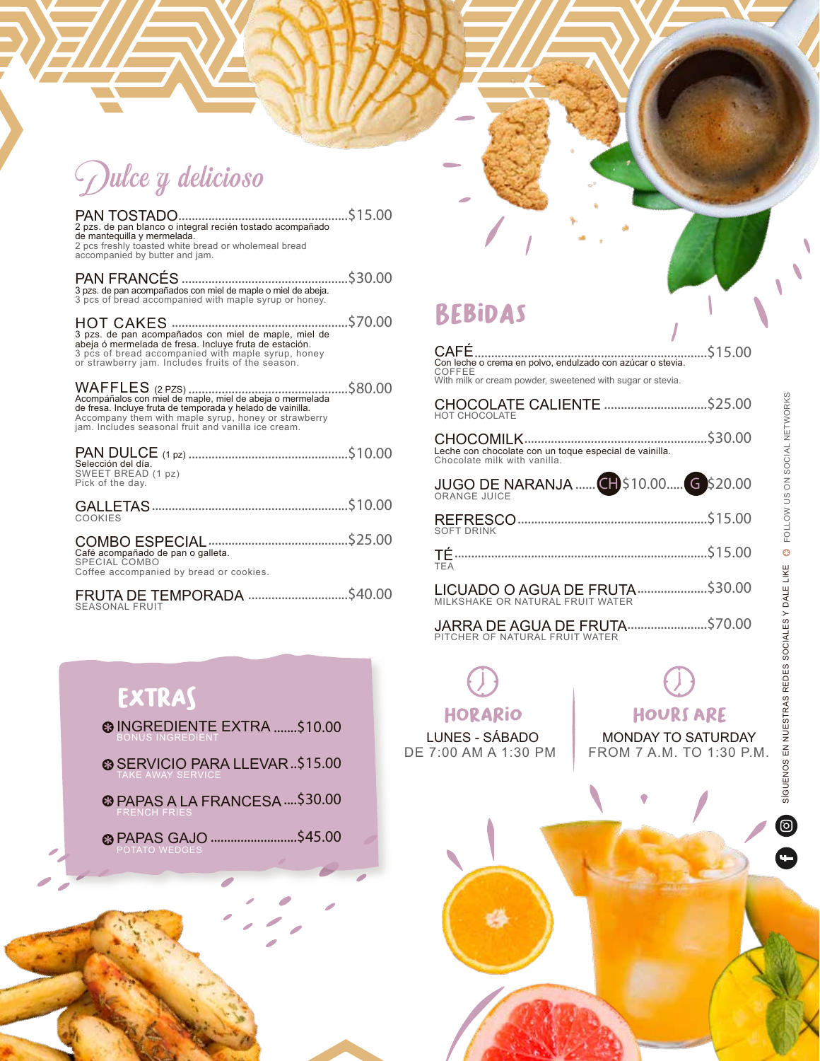## Dulce y delicioso

**PAN TOSTADO** .......... $15.00
2 pzs. de pan blanco o integral recién tostado acompañado de mantequilla y mermelada.
2 pcs freshly toasted white bread or wholemeal bread accompanied by butter and jam.

**PAN FRANCÉS** .......... $30.00
3 pzs. de pan acompañados con miel de maple o miel de abeja.
3 pcs of bread accompanied with maple syrup or honey.

**HOT CAKES** .......... $70.00
3 pzs. de pan acompañados con miel de maple, miel de abeja ó mermelada de fresa. Incluye fruta de estación.
3 pcs of bread accompanied with maple syrup, honey or strawberry jam. Includes fruits of the season.

**WAFFLES** (2 PZS) .......... $80.00
Acompáñalos con miel de maple, miel de abeja o mermelada de fresa. Incluye fruta de temporada y helado de vainilla.
Accompany them with maple syrup, honey or strawberry jam. Includes seasonal fruit and vanilla ice cream.

**PAN DULCE** (1 pz) .......... $10.00
Selección del día.
SWEET BREAD (1 pz)
Pick of the day.

**GALLETAS** .......... $10.00
COOKIES

**COMBO ESPECIAL** .......... $25.00
Café acompañado de pan o galleta.
SPECIAL COMBO
Coffee accompanied by bread or cookies.

**FRUTA DE TEMPORADA** .......... $40.00
SEASONAL FRUIT

## EXTRAS

- **INGREDIENTE EXTRA** .......... $10.00
  BONUS INGREDIENT
- **SERVICIO PARA LLEVAR** .......... $15.00
  TAKE AWAY SERVICE
- **PAPAS A LA FRANCESA** .......... $30.00
  FRENCH FRIES
- **PAPAS GAJO** .......... $45.00
  POTATO WEDGES

## BEBIDAS

**CAFÉ** .......... $15.00
Con leche o crema en polvo, endulzado con azúcar o stevia.
COFFEE
With milk or cream powder, sweetened with sugar or stevia.

**CHOCOLATE CALIENTE** .......... $25.00
HOT CHOCOLATE

**CHOCOMILK** .......... $30.00
Leche con chocolate con un toque especial de vainilla.
Chocolate milk with vanilla.

**JUGO DE NARANJA** ...... CH $10.00 ..... G $20.00
ORANGE JUICE

**REFRESCO** .......... $15.00
SOFT DRINK

**TÉ** .......... $15.00
TEA

**LICUADO O AGUA DE FRUTA** .......... $30.00
MILKSHAKE OR NATURAL FRUIT WATER

**JARRA DE AGUA DE FRUTA** .......... $70.00
PITCHER OF NATURAL FRUIT WATER

## HORARIO

LUNES - SÁBADO
DE 7:00 AM A 1:30 PM

## HOURS ARE

MONDAY TO SATURDAY
FROM 7 A.M. TO 1:30 P.M.

SÍGUENOS EN NUESTRAS REDES SOCIALES Y DALE LIKE · FOLLOW US ON SOCIAL NETWORKS